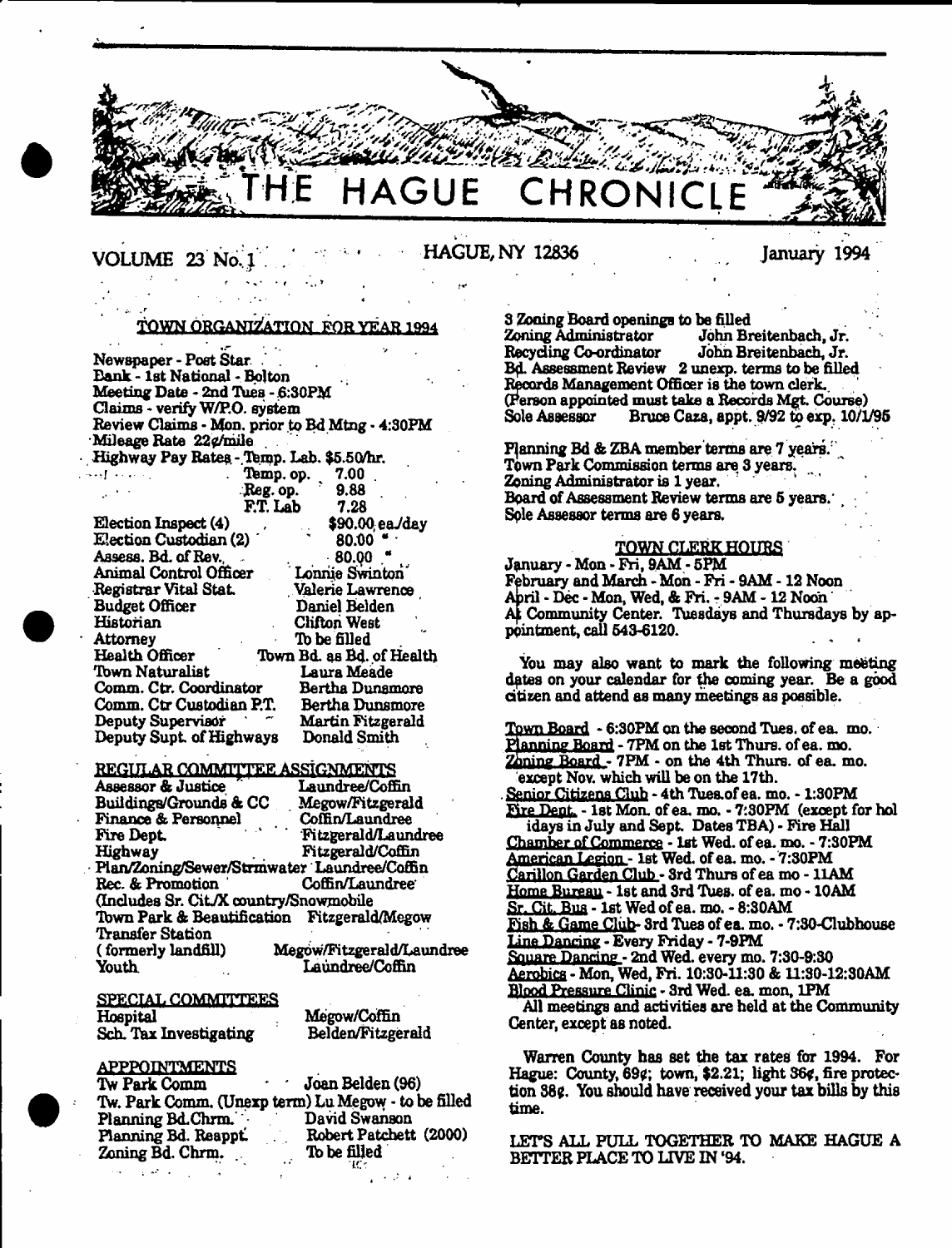# THE HAGUE CHRONICLE

VOLUME 23 No. 1 — HAGUE, NY 12836 — January 1994

## TOWN ORGANIZATION FOR YEAR 1994

Newspaper - Post Star
Bank - 1st National - Bolton
Meeting Date - 2nd Tues - 6:30PM
Claims - verify W/P.O. system
Review Claims - Mon. prior to Bd Mtng - 4:30PM
Mileage Rate 22¢/mile

| | |
|---|---|
| Highway Pay Rates - Temp. Lab. | $5.50/hr. |
| Temp. op. | 7.00 |
| Reg. op. | 9.88 |
| F.T. Lab | 7.28 |
| Election Inspect (4) | $90.00 ea./day |
| Election Custodian (2) | 80.00 " |
| Assess. Bd. of Rev. | 80.00 " |
| Animal Control Officer | Lonnie Swinton |
| Registrar Vital Stat. | Valerie Lawrence |
| Budget Officer | Daniel Belden |
| Historian | Clifton West |
| Attorney | To be filled |
| Health Officer | Town Bd. as Bd. of Health |
| Town Naturalist | Laura Meade |
| Comm. Ctr. Coordinator | Bertha Dunsmore |
| Comm. Ctr Custodian P.T. | Bertha Dunsmore |
| Deputy Supervisor | Martin Fitzgerald |
| Deputy Supt. of Highways | Donald Smith |

### REGULAR COMMITTEE ASSIGNMENTS

| | |
|---|---|
| Assessor & Justice | Laundree/Coffin |
| Buildings/Grounds & CC | Megow/Fitzgerald |
| Finance & Personnel | Coffin/Laundree |
| Fire Dept. | Fitzgerald/Laundree |
| Highway | Fitzgerald/Coffin |
| Plan/Zoning/Sewer/Strmwater | Laundree/Coffin |
| Rec. & Promotion (Includes Sr. Cit./X country/Snowmobile | Coffin/Laundree |
| Town Park & Beautification | Fitzgerald/Megow |
| Transfer Station (formerly landfill) | Megow/Fitzgerald/Laundree |
| Youth | Laundree/Coffin |

### SPECIAL COMMITTEES

| | |
|---|---|
| Hospital | Megow/Coffin |
| Sch. Tax Investigating | Belden/Fitzgerald |

### APPPOINTMENTS

| | |
|---|---|
| Tw Park Comm | Joan Belden (96) |
| Tw. Park Comm. (Unexp term) Lu Megow - to be filled | |
| Planning Bd. Chrm. | David Swanson |
| Planning Bd. Reappt. | Robert Patchett (2000) |
| Zoning Bd. Chrm. | To be filled |
| 3 Zoning Board openings to be filled | |
| Zoning Administrator | John Breitenbach, Jr. |
| Recycling Co-ordinator | John Breitenbach, Jr. |
| Bd. Assessment Review | 2 unexp. terms to be filled |

Records Management Officer is the town clerk. (Person appointed must take a Records Mgt. Course)
Sole Assessor — Bruce Caza, appt. 9/92 to exp. 10/1/95

Planning Bd & ZBA member terms are 7 years.
Town Park Commission terms are 3 years.
Zoning Administrator is 1 year.
Board of Assessment Review terms are 5 years.
Sole Assessor terms are 6 years.

### TOWN CLERK HOURS

January - Mon - Fri, 9AM - 5PM
February and March - Mon - Fri - 9AM - 12 Noon
April - Dec - Mon, Wed, & Fri. - 9AM - 12 Noon
At Community Center. Tuesdays and Thursdays by appointment, call 543-6120.

You may also want to mark the following meeting dates on your calendar for the coming year. Be a good citizen and attend as many meetings as possible.

Town Board - 6:30PM on the second Tues. of ea. mo.
Planning Board - 7PM on the 1st Thurs. of ea. mo.
Zoning Board - 7PM - on the 4th Thurs. of ea. mo. except Nov. which will be on the 17th.
Senior Citizens Club - 4th Tues.of ea. mo. - 1:30PM
Fire Dept. - 1st Mon. of ea. mo. - 7:30PM (except for holidays in July and Sept. Dates TBA) - Fire Hall
Chamber of Commerce - 1st Wed. of ea. mo. - 7:30PM
American Legion - 1st Wed. of ea. mo. - 7:30PM
Carillon Garden Club - 3rd Thurs of ea mo - 11AM
Home Bureau - 1st and 3rd Tues. of ea. mo - 10AM
Sr. Cit. Bus - 1st Wed of ea. mo. - 8:30AM
Fish & Game Club - 3rd Tues of ea. mo. - 7:30-Clubhouse
Line Dancing - Every Friday - 7-9PM
Square Dancing - 2nd Wed. every mo. 7:30-9:30
Aerobics - Mon, Wed, Fri. 10:30-11:30 & 11:30-12:30AM
Blood Pressure Clinic - 3rd Wed. ea. mon, 1PM

All meetings and activities are held at the Community Center, except as noted.

Warren County has set the tax rates for 1994. For Hague: County, 69¢; town, $2.21; light 36¢, fire protection 38¢. You should have received your tax bills by this time.

LET'S ALL PULL TOGETHER TO MAKE HAGUE A BETTER PLACE TO LIVE IN '94.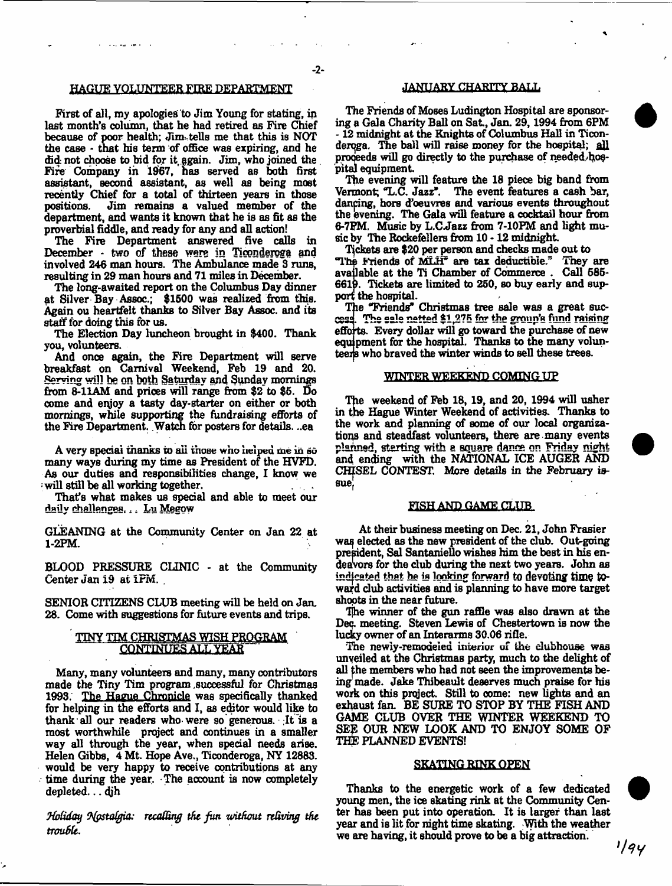## HAGUE VOLUNTEER FIRE DEPARTMENT

First of all, my apologies to Jim Young for stating, in last month's column, that he had retired as Fire Chief because of poor health; Jim tells me that this is NOT the case - that his term of office was expiring, and he did not choose to bid for it again. Jim, who joined the Fire Company in 1967, has served as both first assistant, second assistant, as well as being most recently Chief for a total of thirteen years in those positions. Jim remains a valued member of the department, and wants it known that he is as fit as the proverbial fiddle, and ready for any and all action!

The Fire Department answered five calls in December - two of these were in Ticonderoga and involved 246 man hours. The Ambulance made 3 runs, resulting in 29 man hours and 71 miles in December.

The long-awaited report on the Columbus Day dinner at Silver Bay Assoc.; $1500 was realized from this. Again ou heartfelt thanks to Silver Bay Assoc. and its staff for doing this for us.

The Election Day luncheon brought in $400. Thank you, volunteers.

And once again, the Fire Department will serve breakfast on Carnival Weekend, Feb 19 and 20. Serving will be on both Saturday and Sunday mornings from 8-11AM and prices will range from $2 to $5. Do come and enjoy a tasty day-starter on either or both mornings, while supporting the fundraising efforts of the Fire Department. Watch for posters for details. ..ea

A very special thanks to all those who helped me in so many ways during my time as President of the HVFD. As our duties and responsibilities change, I know we will still be all working together.

That's what makes us special and able to meet our daily challenges. . . Lu Megow

GLEANING at the Community Center on Jan 22 at 1-2PM.

BLOOD PRESSURE CLINIC - at the Community Center Jan 19 at 1PM.

SENIOR CITIZENS CLUB meeting will be held on Jan. 28. Come with suggestions for future events and trips.

## TINY TIM CHRISTMAS WISH PROGRAM CONTINUES ALL YEAR

Many, many volunteers and many, many contributors made the Tiny Tim program successful for Christmas 1993. The Hague Chronicle was specifically thanked for helping in the efforts and I, as editor would like to thank all our readers who were so generous. It is a most worthwhile project and continues in a smaller way all through the year, when special needs arise. Helen Gibbs, 4 Mt. Hope Ave., Ticonderoga, NY 12883. would be very happy to receive contributions at any time during the year. The account is now completely depleted. . . djh

*Holiday Nostalgia: recalling the fun without reliving the trouble.*

## JANUARY CHARITY BALL

The Friends of Moses Ludington Hospital are sponsoring a Gala Charity Ball on Sat., Jan. 29, 1994 from 6PM - 12 midnight at the Knights of Columbus Hall in Ticonderoga. The ball will raise money for the hospital; all proceeds will go directly to the purchase of needed hospital equipment.

The evening will feature the 18 piece big band from Vermont; "L.C. Jazz". The event features a cash bar, dancing, hors d'oeuvres and various events throughout the evening. The Gala will feature a cocktail hour from 6-7PM. Music by L.C.Jazz from 7-10PM and light music by The Rockefellers from 10 - 12 midnight.

Tickets are $20 per person and checks made out to "The Friends of MLH" are tax deductible." They are available at the Ti Chamber of Commerce. Call 585-6619. Tickets are limited to 250, so buy early and support the hospital.

The "Friends" Christmas tree sale was a great success. The sale netted $1,275 for the group's fund raising efforts. Every dollar will go toward the purchase of new equipment for the hospital. Thanks to the many volunteers who braved the winter winds to sell these trees.

## WINTER WEEKEND COMING UP

The weekend of Feb 18, 19, and 20, 1994 will usher in the Hague Winter Weekend of activities. Thanks to the work and planning of some of our local organizations and steadfast volunteers, there are many events planned, starting with a square dance on Friday night and ending with the NATIONAL ICE AUGER AND CHISEL CONTEST. More details in the February issue.

## FISH AND GAME CLUB

At their business meeting on Dec. 21, John Frasier was elected as the new president of the club. Out-going president, Sal Santaniello wishes him the best in his endeavors for the club during the next two years. John as indicated that he is looking forward to devoting time toward club activities and is planning to have more target shoots in the near future.

The winner of the gun raffle was also drawn at the Dec. meeting. Steven Lewis of Chestertown is now the lucky owner of an Interarms 30.06 rifle.

The newly-remodeled interior of the clubhouse was unveiled at the Christmas party, much to the delight of all the members who had not seen the improvements being made. Jake Thibeault deserves much praise for his work on this project. Still to come: new lights and an exhaust fan. BE SURE TO STOP BY THE FISH AND GAME CLUB OVER THE WINTER WEEKEND TO SEE OUR NEW LOOK AND TO ENJOY SOME OF THE PLANNED EVENTS!

## SKATING RINK OPEN

Thanks to the energetic work of a few dedicated young men, the ice skating rink at the Community Center has been put into operation. It is larger than last year and is lit for night time skating. With the weather we are having, it should prove to be a big attraction.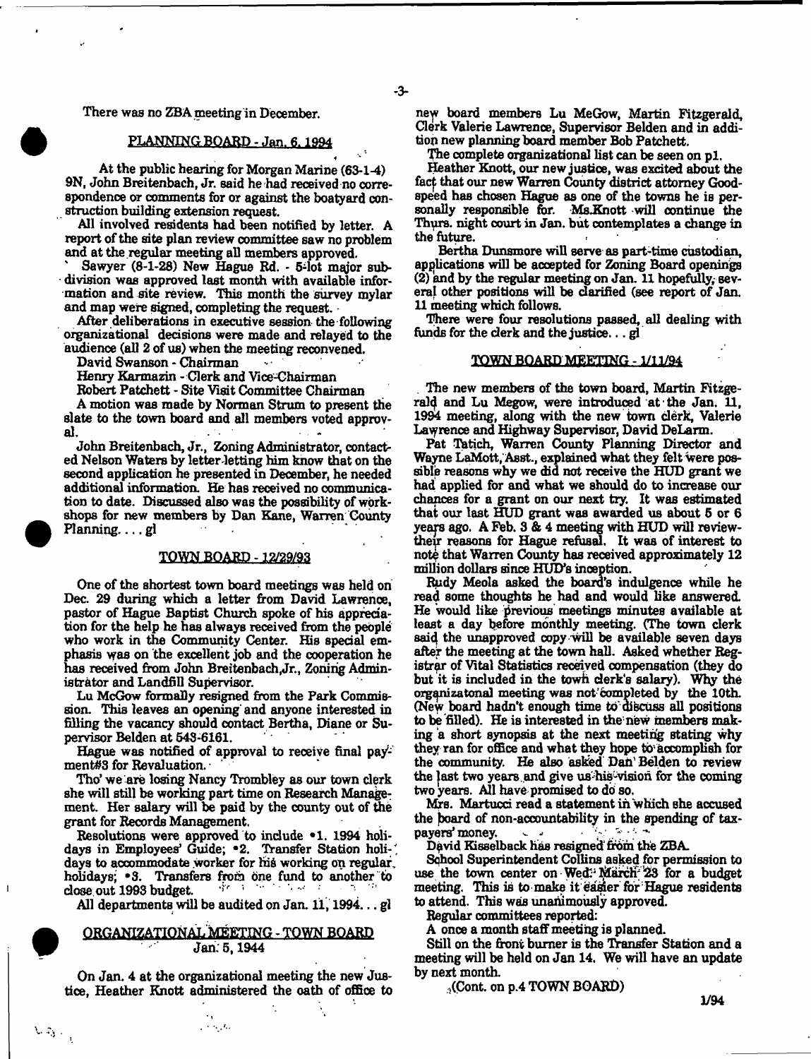There was no ZBA meeting in December.

## PLANNING BOARD - Jan. 6, 1994

At the public hearing for Morgan Marine (63-1-4) 9N, John Breitenbach, Jr. said he had received no correspondence or comments for or against the boatyard construction building extension request.

All involved residents had been notified by letter. A report of the site plan review committee saw no problem and at the regular meeting all members approved.

Sawyer (8-1-28) New Hague Rd. - 5-lot major subdivision was approved last month with available information and site review. This month the survey mylar and map were signed, completing the request.

After deliberations in executive session the following organizational decisions were made and relayed to the audience (all 2 of us) when the meeting reconvened.

David Swanson - Chairman

Henry Karmazin - Clerk and Vice-Chairman

Robert Patchett - Site Visit Committee Chairman

A motion was made by Norman Strum to present the slate to the town board and all members voted approval.

John Breitenbach, Jr., Zoning Administrator, contacted Nelson Waters by letter letting him know that on the second application he presented in December, he needed additional information. He has received no communication to date. Discussed also was the possibility of workshops for new members by Dan Kane, Warren County Planning. . . . gl

## TOWN BOARD - 12/29/93

One of the shortest town board meetings was held on Dec. 29 during which a letter from David Lawrence, pastor of Hague Baptist Church spoke of his appreciation for the help he has always received from the people who work in the Community Center. His special emphasis was on the excellent job and the cooperation he has received from John Breitenbach,Jr., Zoning Administrator and Landfill Supervisor.

Lu McGow formally resigned from the Park Commission. This leaves an opening and anyone interested in filling the vacancy should contact Bertha, Diane or Supervisor Belden at 543-6161.

Hague was notified of approval to receive final payment#3 for Revaluation.

Tho' we are losing Nancy Trombley as our town clerk she will still be working part time on Research Management. Her salary will be paid by the county out of the grant for Records Management.

Resolutions were approved to include •1. 1994 holidays in Employees' Guide; •2. Transfer Station holidays to accommodate worker for his working on regular holidays; •3. Transfers from one fund to another to close out 1993 budget.

All departments will be audited on Jan. 11, 1994. . . gl

## ORGANIZATIONAL MEETING - TOWN BOARD
Jan. 5, 1944

On Jan. 4 at the organizational meeting the new Justice, Heather Knott administered the oath of office to new board members Lu MeGow, Martin Fitzgerald, Clerk Valerie Lawrence, Supervisor Belden and in addition new planning board member Bob Patchett.

The complete organizational list can be seen on p1.

Heather Knott, our new justice, was excited about the fact that our new Warren County district attorney Goodspeed has chosen Hague as one of the towns he is personally responsible for. Ms.Knott will continue the Thurs. night court in Jan. but contemplates a change in the future.

Bertha Dunsmore will serve as part-time custodian, applications will be accepted for Zoning Board openings (2) and by the regular meeting on Jan. 11 hopefully, several other positions will be clarified (see report of Jan. 11 meeting which follows.

There were four resolutions passed, all dealing with funds for the clerk and the justice. . . gl

## TOWN BOARD MEETING - 1/11/94

The new members of the town board, Martin Fitzgerald and Lu Megow, were introduced at the Jan. 11, 1994 meeting, along with the new town clerk, Valerie Lawrence and Highway Supervisor, David DeLarm.

Pat Tatich, Warren County Planning Director and Wayne LaMott, Asst., explained what they felt were possible reasons why we did not receive the HUD grant we had applied for and what we should do to increase our chances for a grant on our next try. It was estimated that our last HUD grant was awarded us about 5 or 6 years ago. A Feb. 3 & 4 meeting with HUD will review their reasons for Hague refusal. It was of interest to note that Warren County has received approximately 12 million dollars since HUD's inception.

Rudy Meola asked the board's indulgence while he read some thoughts he had and would like answered. He would like previous meetings minutes available at least a day before monthly meeting. (The town clerk said the unapproved copy will be available seven days after the meeting at the town hall. Asked whether Registrar of Vital Statistics received compensation (they do but it is included in the town clerk's salary). Why the organizatonal meeting was not completed by the 10th. (New board hadn't enough time to discuss all positions to be filled). He is interested in the new members making a short synopsis at the next meeting stating why they ran for office and what they hope to accomplish for the community. He also asked Dan Belden to review the last two years and give us his vision for the coming two years. All have promised to do so.

Mrs. Martucci read a statement in which she accused the board of non-accountability in the spending of taxpayers' money.

David Kisselback has resigned from the ZBA.

School Superintendent Collins asked for permission to use the town center on Wed. March 23 for a budget meeting. This is to make it easier for Hague residents to attend. This was unanimously approved.

Regular committees reported:

A once a month staff meeting is planned.

Still on the front burner is the Transfer Station and a meeting will be held on Jan 14. We will have an update by next month.

(Cont. on p.4 TOWN BOARD)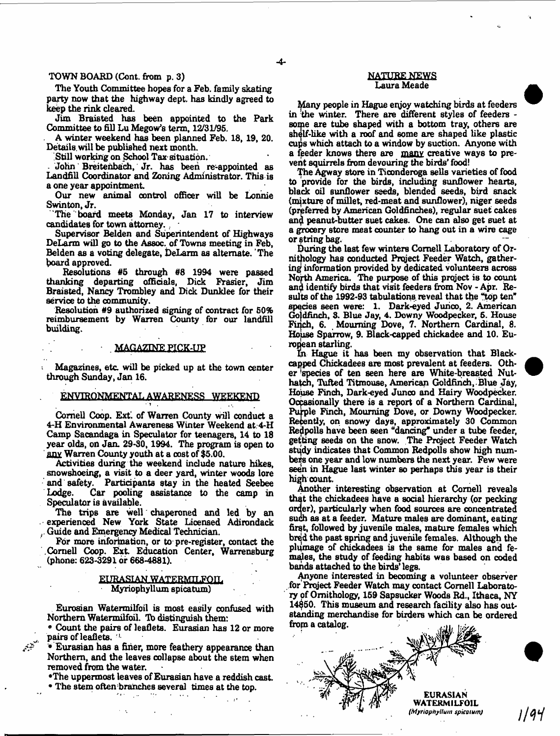TOWN BOARD (Cont. from p. 3)

The Youth Committee hopes for a Feb. family skating party now that the highway dept. has kindly agreed to keep the rink cleared.

Jim Braisted has been appointed to the Park Committee to fill Lu Megow's term, 12/31/95.

A winter weekend has been planned Feb. 18, 19, 20. Details will be published next month.

Still working on School Tax situation.

John Breitenbach, Jr. has been re-appointed as Landfill Coordinator and Zoning Administrator. This is a one year appointment.

Our new animal control officer will be Lonnie Swinton, Jr.

The board meets Monday, Jan 17 to interview candidates for town attorney.

Supervisor Belden and Superintendent of Highways DeLarm will go to the Assoc. of Towns meeting in Feb, Belden as a voting delegate, DeLarm as alternate. The board approved.

Resolutions #5 through #8 1994 were passed thanking departing officials, Dick Frasier, Jim Braisted, Nancy Trombley and Dick Dunklee for their service to the community.

Resolution #9 authorized signing of contract for 50% reimbursement by Warren County for our landfill building.

## MAGAZINE PICK-UP

Magazines, etc. will be picked up at the town center through Sunday, Jan 16.

## ENVIRONMENTAL AWARENESS WEEKEND

Cornell Coop. Ext. of Warren County will conduct a 4-H Environmental Awareness Winter Weekend at 4-H Camp Sacandaga in Speculator for teenagers, 14 to 18 year olds, on Jan. 29-30, 1994. The program is open to any Warren County youth at a cost of $5.00.

Activities during the weekend include nature hikes, snowshoeing, a visit to a deer yard, winter woods lore and safety. Participants stay in the heated Seebee Lodge. Car pooling assistance to the camp in Speculator is available.

The trips are well chaperoned and led by an experienced New York State Licensed Adirondack Guide and Emergency Medical Technician.

For more information, or to pre-register, contact the Cornell Coop. Ext. Education Center, Warrensburg (phone: 623-3291 or 668-4881).

## EURASIAN WATERMILFOIL
Myriophyllum spicatum)

Eurasian Watermilfoil is most easily confused with Northern Watermilfoil. To distinguish them:

- Count the pairs of leaflets. Eurasian has 12 or more pairs of leaflets.
- Eurasian has a finer, more feathery appearance than Northern, and the leaves collapse about the stem when removed from the water.
- The uppermost leaves of Eurasian have a reddish cast.
- The stem often branches several times at the top.

## NATURE NEWS
Laura Meade

Many people in Hague enjoy watching birds at feeders in the winter. There are different styles of feeders - some are tube shaped with a bottom tray, others are shelf-like with a roof and some are shaped like plastic cups which attach to a window by suction. Anyone with a feeder knows there are many creative ways to prevent squirrels from devouring the birds' food!

The Agway store in Ticonderoga sells varieties of food to provide for the birds, including sunflower hearts, black oil sunflower seeds, blended seeds, bird snack (mixture of millet, red-meat and sunflower), niger seeds (preferred by American Goldfinches), regular suet cakes and peanut-butter suet cakes. One can also get suet at a grocery store meat counter to hang out in a wire cage or string bag.

During the last few winters Cornell Laboratory of Ornithology has conducted Project Feeder Watch, gathering information provided by dedicated volunteers across North America. The purpose of this project is to count and identify birds that visit feeders from Nov - Apr. Results of the 1992-93 tabulations reveal that the "top ten" species seen were: 1. Dark-eyed Junco, 2. American Goldfinch, 3. Blue Jay, 4. Downy Woodpecker, 5. House Finch, 6. Mourning Dove, 7. Northern Cardinal, 8. House Sparrow, 9. Black-capped chickadee and 10. European starling.

In Hague it has been my observation that Black-capped Chickadees are most prevalent at feeders. Other species of ten seen here are White-breasted Nuthatch, Tufted Titmouse, American Goldfinch, Blue Jay, House Finch, Dark-eyed Junco and Hairy Woodpecker. Occasionally there is a report of a Northern Cardinal, Purple Finch, Mourning Dove, or Downy Woodpecker. Recently, on snowy days, approximately 30 Common Redpolls have been seen "dancing" under a tube feeder, getting seeds on the snow. The Project Feeder Watch study indicates that Common Redpolls show high numbers one year and low numbers the next year. Few were seen in Hague last winter so perhaps this year is their high count.

Another interesting observation at Cornell reveals that the chickadees have a social hierarchy (or pecking order), particularly when food sources are concentrated such as at a feeder. Mature males are dominant, eating first, followed by juvenile males, mature females which bred the past spring and juvenile females. Although the plumage of chickadees is the same for males and females, the study of feeding habits was based on coded bands attached to the birds' legs.

Anyone interested in becoming a volunteer observer for Project Feeder Watch may contact Cornell Laboratory of Ornithology, 159 Sapsucker Woods Rd., Ithaca, NY 14850. This museum and research facility also has outstanding merchandise for birders which can be ordered from a catalog.

EURASIAN WATERMILFOIL
*(Myriophyllum spicatum)*

1/94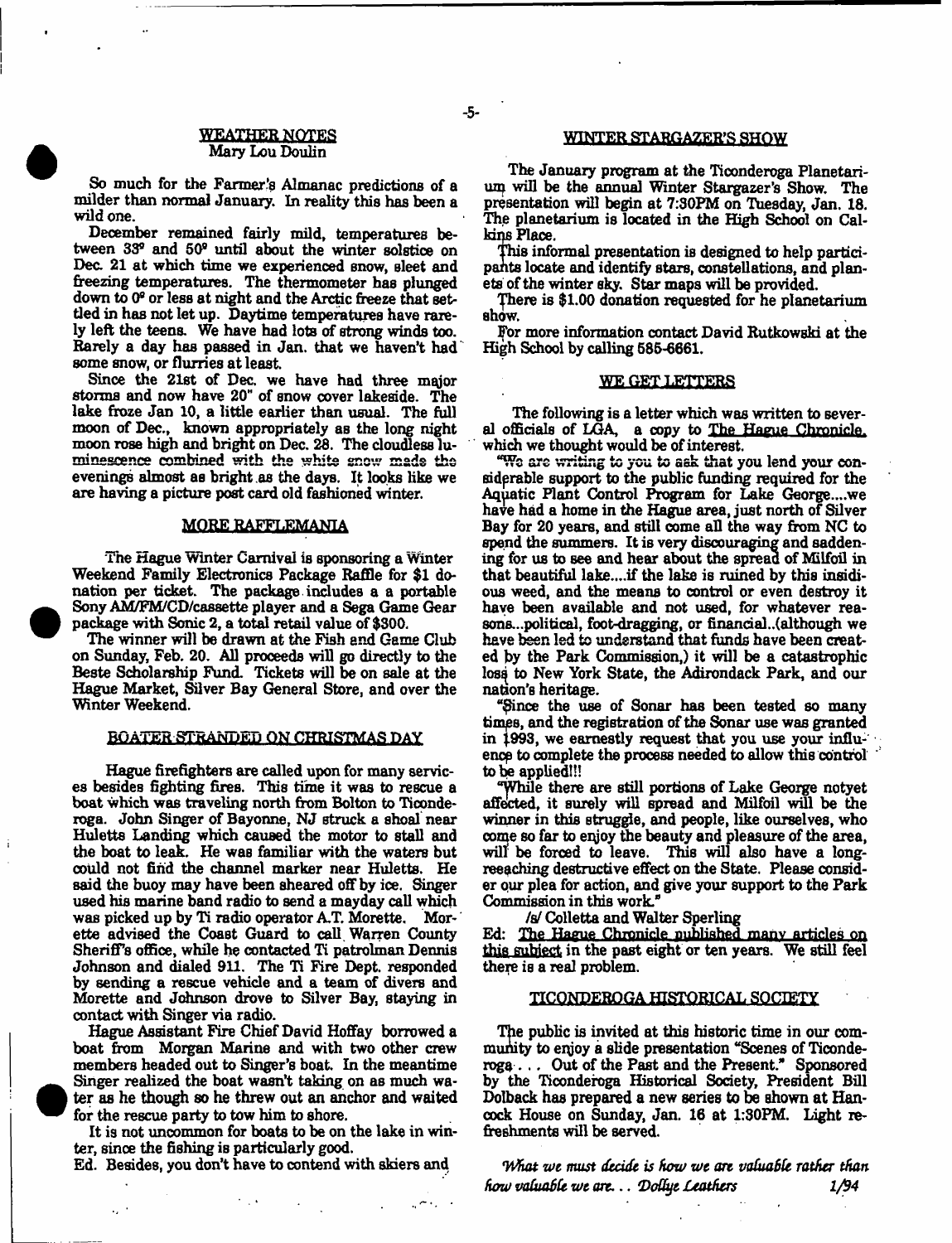## WEATHER NOTES

Mary Lou Doulin

So much for the Farmer's Almanac predictions of a milder than normal January. In reality this has been a wild one.

December remained fairly mild, temperatures between 33° and 50° until about the winter solstice on Dec. 21 at which time we experienced snow, sleet and freezing temperatures. The thermometer has plunged down to 0° or less at night and the Arctic freeze that settled in has not let up. Daytime temperatures have rarely left the teens. We have had lots of strong winds too. Rarely a day has passed in Jan. that we haven't had some snow, or flurries at least.

Since the 21st of Dec. we have had three major storms and now have 20" of snow cover lakeside. The lake froze Jan 10, a little earlier than usual. The full moon of Dec., known appropriately as the long night moon rose high and bright on Dec. 28. The cloudless luminescence combined with the white snow made the evenings almost as bright as the days. It looks like we are having a picture post card old fashioned winter.

## MORE RAFFLEMANIA

The Hague Winter Carnival is sponsoring a Winter Weekend Family Electronics Package Raffle for $1 donation per ticket. The package includes a a portable Sony AM/FM/CD/cassette player and a Sega Game Gear package with Sonic 2, a total retail value of $300.

The winner will be drawn at the Fish and Game Club on Sunday, Feb. 20. All proceeds will go directly to the Beste Scholarship Fund. Tickets will be on sale at the Hague Market, Silver Bay General Store, and over the Winter Weekend.

## BOATER STRANDED ON CHRISTMAS DAY

Hague firefighters are called upon for many services besides fighting fires. This time it was to rescue a boat which was traveling north from Bolton to Ticonderoga. John Singer of Bayonne, NJ struck a shoal near Huletts Landing which caused the motor to stall and the boat to leak. He was familiar with the waters but could not find the channel marker near Huletts. He said the buoy may have been sheared off by ice. Singer used his marine band radio to send a mayday call which was picked up by Ti radio operator A.T. Morette. Morette advised the Coast Guard to call Warren County Sheriff's office, while he contacted Ti patrolman Dennis Johnson and dialed 911. The Ti Fire Dept. responded by sending a rescue vehicle and a team of divers and Morette and Johnson drove to Silver Bay, staying in contact with Singer via radio.

Hague Assistant Fire Chief David Hoffay borrowed a boat from Morgan Marine and with two other crew members headed out to Singer's boat. In the meantime Singer realized the boat wasn't taking on as much water as he though so he threw out an anchor and waited for the rescue party to tow him to shore.

It is not uncommon for boats to be on the lake in winter, since the fishing is particularly good.

Ed. Besides, you don't have to contend with skiers and

## WINTER STARGAZER'S SHOW

The January program at the Ticonderoga Planetarium will be the annual Winter Stargazer's Show. The presentation will begin at 7:30PM on Tuesday, Jan. 18. The planetarium is located in the High School on Calkins Place.

This informal presentation is designed to help participants locate and identify stars, constellations, and planets of the winter sky. Star maps will be provided.

There is $1.00 donation requested for he planetarium show.

For more information contact David Rutkowski at the High School by calling 585-6661.

## WE GET LETTERS

The following is a letter which was written to several officials of LGA, a copy to The Hague Chronicle, which we thought would be of interest.

"We are writing to you to ask that you lend your considerable support to the public funding required for the Aquatic Plant Control Program for Lake George....we have had a home in the Hague area, just north of Silver Bay for 20 years, and still come all the way from NC to spend the summers. It is very discouraging and saddening for us to see and hear about the spread of Milfoil in that beautiful lake....if the lake is ruined by this insidious weed, and the means to control or even destroy it have been available and not used, for whatever reasons...political, foot-dragging, or financial..(although we have been led to understand that funds have been created by the Park Commission,) it will be a catastrophic loss to New York State, the Adirondack Park, and our nation's heritage.

"Since the use of Sonar has been tested so many times, and the registration of the Sonar use was granted in 1993, we earnestly request that you use your influence to complete the process needed to allow this control to be applied!!!

"While there are still portions of Lake George notyet affected, it surely will spread and Milfoil will be the winner in this struggle, and people, like ourselves, who come so far to enjoy the beauty and pleasure of the area, will be forced to leave. This will also have a long-reeaching destructive effect on the State. Please consider our plea for action, and give your support to the Park Commission in this work."

/s/ Colletta and Walter Sperling

Ed: The Hague Chronicle published many articles on this subject in the past eight or ten years. We still feel there is a real problem.

## TICONDEROGA HISTORICAL SOCIETY

The public is invited at this historic time in our community to enjoy a slide presentation "Scenes of Ticonderoga . . . Out of the Past and the Present." Sponsored by the Ticonderoga Historical Society, President Bill Dolback has prepared a new series to be shown at Hancock House on Sunday, Jan. 16 at 1:30PM. Light refreshments will be served.

*What we must decide is how we are valuable rather than how valuable we are. . . Dollye Leathers* 1/94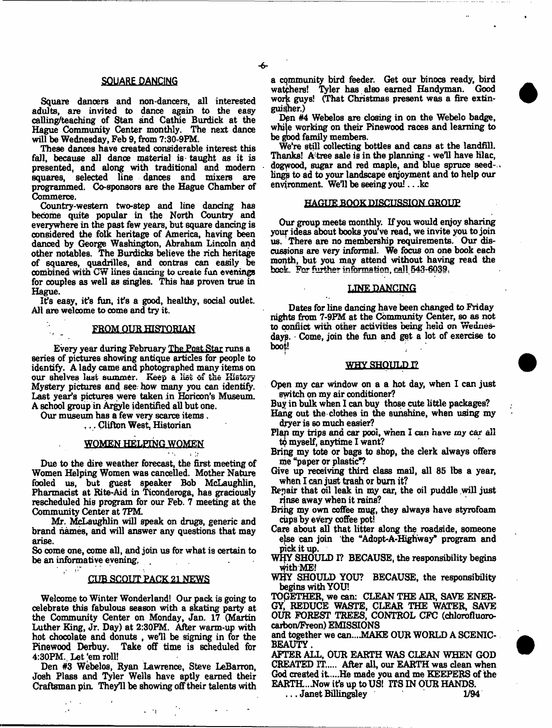## SQUARE DANCING

Square dancers and non-dancers, all interested adults, are invited to dance again to the easy calling/teaching of Stan and Cathie Burdick at the Hague Community Center monthly. The next dance will be Wednesday, Feb 9, from 7:30-9PM.

These dances have created considerable interest this fall, because all dance material is taught as it is presented, and along with traditional and modern squares, selected line dances and mixers are programmed. Co-sponsors are the Hague Chamber of Commerce.

Country-western two-step and line dancing has become quite popular in the North Country and everywhere in the past few years, but square dancing is considered the folk heritage of America, having been danced by George Washington, Abraham Lincoln and other notables. The Burdicks believe the rich heritage of squares, quadrilles, and contras can easily be combined with CW lines dancing to create fun evenings for couples as well as singles. This has proven true in Hague.

It's easy, it's fun, it's a good, healthy, social outlet. All are welcome to come and try it.

## FROM OUR HISTORIAN

Every year during February The Post Star runs a series of pictures showing antique articles for people to identify. A lady came and photographed many items on our shelves last summer. Keep a list of the History Mystery pictures and see how many you can identify. Last year's pictures were taken in Horicon's Museum. A school group in Argyle identified all but one.

Our museum has a few very scarce items .

. . . Clifton West, Historian

## WOMEN HELPING WOMEN

Due to the dire weather forecast, the first meeting of Women Helping Women was cancelled. Mother Nature fooled us, but guest speaker Bob McLaughlin, Pharmacist at Rite-Aid in Ticonderoga, has graciously rescheduled his program for our Feb. 7 meeting at the Community Center at 7PM.

Mr. McLaughlin will speak on drugs, generic and brand names, and will answer any questions that may arise.

So come one, come all, and join us for what is certain to be an informative evening.

## CUB SCOUT PACK 21 NEWS

Welcome to Winter Wonderland! Our pack is going to celebrate this fabulous season with a skating party at the Community Center on Monday, Jan. 17 (Martin Luther King, Jr. Day) at 2:30PM. After warm-up with hot chocolate and donuts , we'll be signing in for the Pinewood Derbuy. Take off time is scheduled for 4:30PM. Let 'em roll!

Den #3 Webelos, Ryan Lawrence, Steve LeBarron, Josh Plass and Tyler Wells have aptly earned their Craftsman pin. They'll be showing off their talents with a community bird feeder. Get our binocs ready, bird watchers! Tyler has also earned Handyman. Good work guys! (That Christmas present was a fire extinguisher.)

Den #4 Webelos are closing in on the Webelo badge, while working on their Pinewood races and learning to be good family members.

We're still collecting bottles and cans at the landfill. Thanks! A tree sale is in the planning - we'll have lilac, dogwood, sugar and red maple, and blue spruce seedlings to ad to your landscape enjoyment and to help our environment. We'll be seeing you! . . .kc

## HAGUE BOOK DISCUSSION GROUP

Our group meets monthly. If you would enjoy sharing your ideas about books you've read, we invite you to join us. There are no membership requirements. Our discussions are very informal. We focus on one book each month, but you may attend without having read the book. For further information, call 543-6039.

## LINE DANCING

Dates for line dancing have been changed to Friday nights from 7-9PM at the Community Center, so as not to conflict with other activities being held on Wednesdays. Come, join the fun and get a lot of exercise to boot!

## WHY SHOULD I?

Open my car window on a a hot day, when I can just switch on my air conditioner?

Buy in bulk when I can buy those cute little packages?

Hang out the clothes in the sunshine, when using my dryer is so much easier?

Plan my trips and car pool, when I can have my car all to myself, anytime I want?

Bring my tote or bags to shop, the clerk always offers me "paper or plastic"?

Give up receiving third class mail, all 85 lbs a year, when I can just trash or burn it?

Repair that oil leak in my car, the oil puddle will just rinse away when it rains?

Bring my own coffee mug, they always have styrofoam cups by every coffee pot!

Care about all that litter along the roadside, someone else can join the "Adopt-A-Highway" program and pick it up.

WHY SHOULD I? BECAUSE, the responsibility begins with ME!

WHY SHOULD YOU? BECAUSE, the responsibility begins with YOU!

TOGETHER, we can: CLEAN THE AIR, SAVE ENERGY, REDUCE WASTE, CLEAR THE WATER, SAVE OUR FOREST TREES, CONTROL CFC (chlorofluorocarbon/Freon) EMISSIONS

and together we can....MAKE OUR WORLD A SCENIC-BEAUTY .

AFTER ALL, OUR EARTH WAS CLEAN WHEN GOD CREATED IT..... After all, our EARTH was clean when God created it.....He made you and me KEEPERS of the EARTH....Now it's up to US! ITS IN OUR HANDS.

. . . Janet Billingsley 1/94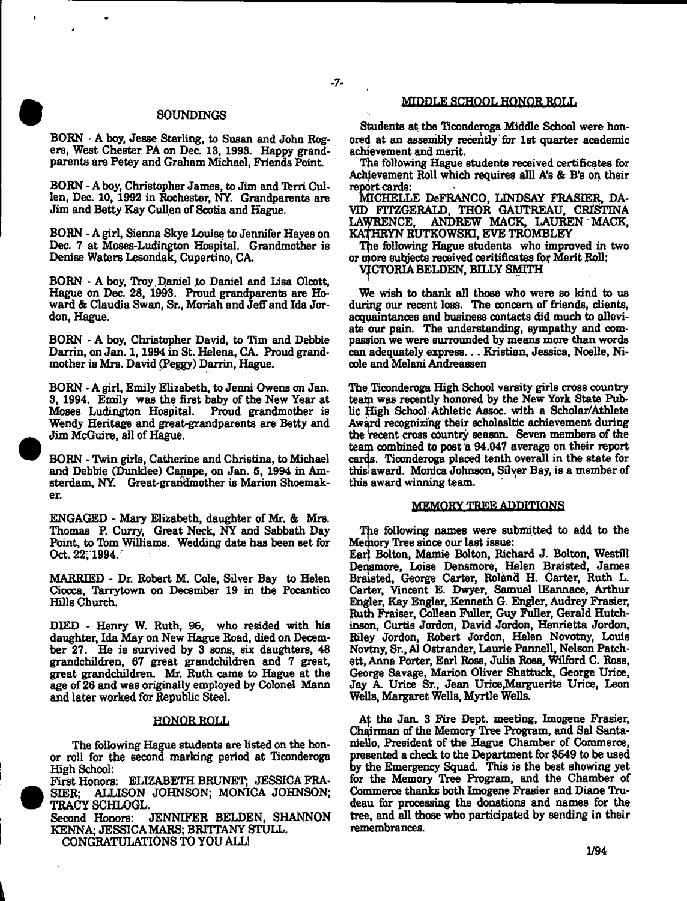## SOUNDINGS

BORN - A boy, Jesse Sterling, to Susan and John Rogers, West Chester PA on Dec. 13, 1993. Happy grandparents are Petey and Graham Michael, Friends Point.

BORN - A boy, Christopher James, to Jim and Terri Cullen, Dec. 10, 1992 in Rochester, NY. Grandparents are Jim and Betty Kay Cullen of Scotia and Hague.

BORN - A girl, Sienna Skye Louise to Jennifer Hayes on Dec. 7 at Moses-Ludington Hospital. Grandmother is Denise Waters Lesondak, Cupertino, CA.

BORN - A boy, Troy Daniel to Daniel and Lisa Olcott, Hague on Dec. 28, 1993. Proud grandparents are Howard & Claudia Swan, Sr., Moriah and Jeff and Ida Jordon, Hague.

BORN - A boy, Christopher David, to Tim and Debbie Darrin, on Jan. 1, 1994 in St. Helena, CA. Proud grandmother is Mrs. David (Peggy) Darrin, Hague.

BORN - A girl, Emily Elizabeth, to Jenni Owens on Jan. 3, 1994. Emily was the first baby of the New Year at Moses Ludington Hospital. Proud grandmother is Wendy Heritage and great-grandparents are Betty and Jim McGuire, all of Hague.

BORN - Twin girls, Catherine and Christina, to Michael and Debbie (Dunklee) Canape, on Jan. 5, 1994 in Amsterdam, NY. Great-grandmother is Marion Shoemaker.

ENGAGED - Mary Elizabeth, daughter of Mr. & Mrs. Thomas P. Curry, Great Neck, NY and Sabbath Day Point, to Tom Williams. Wedding date has been set for Oct. 22, 1994.

MARRIED - Dr. Robert M. Cole, Silver Bay to Helen Ciocca, Tarrytown on December 19 in the Pocantico Hills Church.

DIED - Henry W. Ruth, 96, who resided with his daughter, Ida May on New Hague Road, died on December 27. He is survived by 3 sons, six daughters, 48 grandchildren, 67 great grandchildren and 7 great, great grandchildren. Mr. Ruth came to Hague at the age of 26 and was originally employed by Colonel Mann and later worked for Republic Steel.

## HONOR ROLL

The following Hague students are listed on the honor roll for the second marking period at Ticonderoga High School:

First Honors: ELIZABETH BRUNET; JESSICA FRASIER; ALLISON JOHNSON; MONICA JOHNSON; TRACY SCHLOGL.

Second Honors: JENNIFER BELDEN, SHANNON KENNA; JESSICA MARS; BRITTANY STULL.

CONGRATULATIONS TO YOU ALL!

## MIDDLE SCHOOL HONOR ROLL

Students at the Ticonderoga Middle School were honored at an assembly recently for 1st quarter academic achievement and merit.

The following Hague students received certificates for Achievement Roll which requires alll A's & B's on their report cards:

MICHELLE DeFRANCO, LINDSAY FRASIER, DAVID FITZGERALD, THOR GAUTREAU, CRISTINA LAWRENCE, ANDREW MACK, LAUREN MACK, KATHRYN RUTKOWSKI, EVE TROMBLEY

The following Hague students who improved in two or more subjects received ceritificates for Merit Roll:

VICTORIA BELDEN, BILLY SMITH

We wish to thank all those who were so kind to us during our recent loss. The concern of friends, clients, acquaintances and business contacts did much to alleviate our pain. The understanding, sympathy and compassion we were surrounded by means more than words can adequately express. . . Kristian, Jessica, Noelle, Nicole and Melani Andreassen

The Ticonderoga High School varsity girls cross country team was recently honored by the New York State Public High School Athletic Assoc. with a Scholar/Athlete Award recognizing their scholasltic achievement during the recent cross country season. Seven members of the team combined to post a 94.047 average on their report cards. Ticonderoga placed tenth overall in the state for this award. Monica Johnson, Silver Bay, is a member of this award winning team.

## MEMORY TREE ADDITIONS

The following names were submitted to add to the Memory Tree since our last issue:

Earl Bolton, Mamie Bolton, Richard J. Bolton, Westill Densmore, Loise Densmore, Helen Braisted, James Braisted, George Carter, Roland H. Carter, Ruth L. Carter, Vincent E. Dwyer, Samuel lEannace, Arthur Engler, Kay Engler, Kenneth G. Engler, Audrey Frasier, Ruth Fraiser, Colleen Fuller, Guy Fuller, Gerald Hutchinson, Curtis Jordon, David Jordon, Henrietta Jordon, Riley Jordon, Robert Jordon, Helen Novotny, Louis Novtny, Sr., Al Ostrander, Laurie Pannell, Nelson Patchett, Anna Porter, Earl Ross, Julia Ross, Wilford C. Ross, George Savage, Marion Oliver Shattuck, George Urice, Jay A. Urice Sr., Jean Urice,Marguerite Urice, Leon Wells, Margaret Wells, Myrtle Wells.

At the Jan. 3 Fire Dept. meeting, Imogene Frasier, Chairman of the Memory Tree Program, and Sal Santaniello, President of the Hague Chamber of Commerce, presented a check to the Department for $549 to be used by the Emergency Squad. This is the best showing yet for the Memory Tree Program, and the Chamber of Commerce thanks both Imogene Frasier and Diane Trudeau for processing the donations and names for the tree, and all those who participated by sending in their remembrances.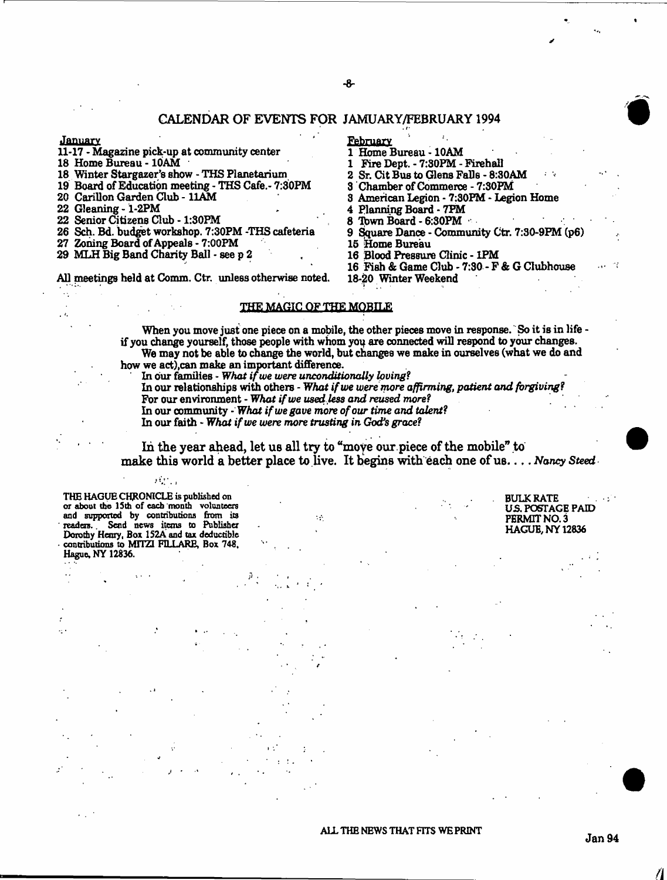## CALENDAR OF EVENTS FOR JAMUARY/FEBRUARY 1994

**January**

11-17 - Magazine pick-up at community center
18 Home Bureau - 10AM
18 Winter Stargazer's show - THS Planetarium
19 Board of Education meeting - THS Cafe.- 7:30PM
20 Carillon Garden Club - 11AM
22 Gleaning - 1-2PM
22 Senior Citizens Club - 1:30PM
26 Sch. Bd. budget workshop. 7:30PM -THS cafeteria
27 Zoning Board of Appeals - 7:00PM
29 MLH Big Band Charity Ball - see p 2

All meetings held at Comm. Ctr. unless otherwise noted.

**February**

1 Home Bureau - 10AM
1 Fire Dept. - 7:30PM - Firehall
2 Sr. Cit Bus to Glens Falls - 8:30AM
3 Chamber of Commerce - 7:30PM
3 American Legion - 7:30PM - Legion Home
4 Planning Board - 7PM
8 Town Board - 6:30PM
9 Square Dance - Community Ctr. 7:30-9PM (p6)
15 Home Bureau
16 Blood Pressure Clinic - 1PM
16 Fish & Game Club - 7:30 - F & G Clubhouse
18-20 Winter Weekend

### THE MAGIC OF THE MOBILE

When you move just one piece on a mobile, the other pieces move in response. So it is in life - if you change yourself, those people with whom you are connected will respond to your changes.

We may not be able to change the world, but changes we make in ourselves (what we do and how we act),can make an important difference.

In our families - *What if we were unconditionally loving?*
In our relationships with others - *What if we were more affirming, patient and forgiving?*
For our environment - *What if we used less and reused more?*
In our community - *What if we gave more of our time and talent?*
In our faith - *What if we were more trusting in God's grace?*

In the year ahead, let us all try to "move our piece of the mobile" to make this world a better place to live. It begins with each one of us. . . . *Nancy Steed*

THE HAGUE CHRONICLE is published on or about the 15th of each month volunteers and supported by contributions from its readers. Send news items to Publisher Dorothy Henry, Box 152A and tax deductible contributions to MITZI FILLARE, Box 748, Hague, NY 12836.

BULK RATE
U.S. POSTAGE PAID
PERMIT NO. 3
HAGUE, NY 12836

ALL THE NEWS THAT FITS WE PRINT